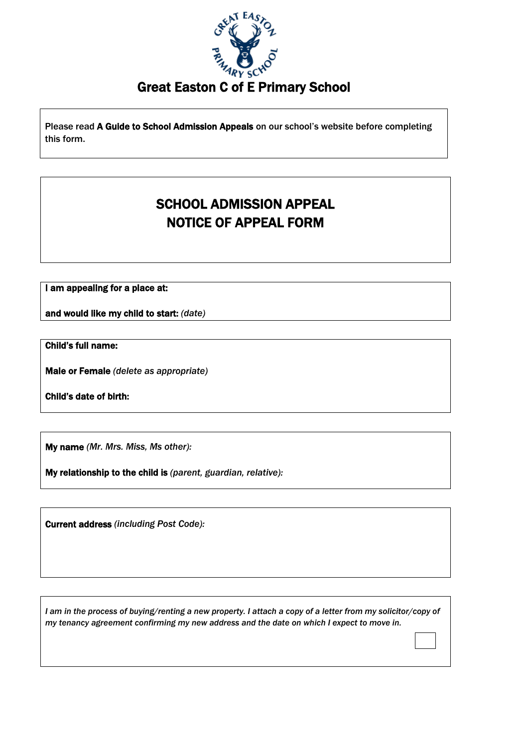# Great Easton C of E Primary School

Please read **A Guide to School Admission Appeals** on our school's website before completing this form.

## SCHOOL ADMISSION APPEAL
## NOTICE OF APPEAL FORM

**I am appealing for a place at:**

**and would like my child to start:** *(date)*

**Child's full name:**

**Male or Female** *(delete as appropriate)*

**Child's date of birth:**

**My name** *(Mr. Mrs. Miss, Ms other):*

**My relationship to the child is** *(parent, guardian, relative):*

**Current address** *(including Post Code):*

*I am in the process of buying/renting a new property. I attach a copy of a letter from my solicitor/copy of my tenancy agreement confirming my new address and the date on which I expect to move in.* ☐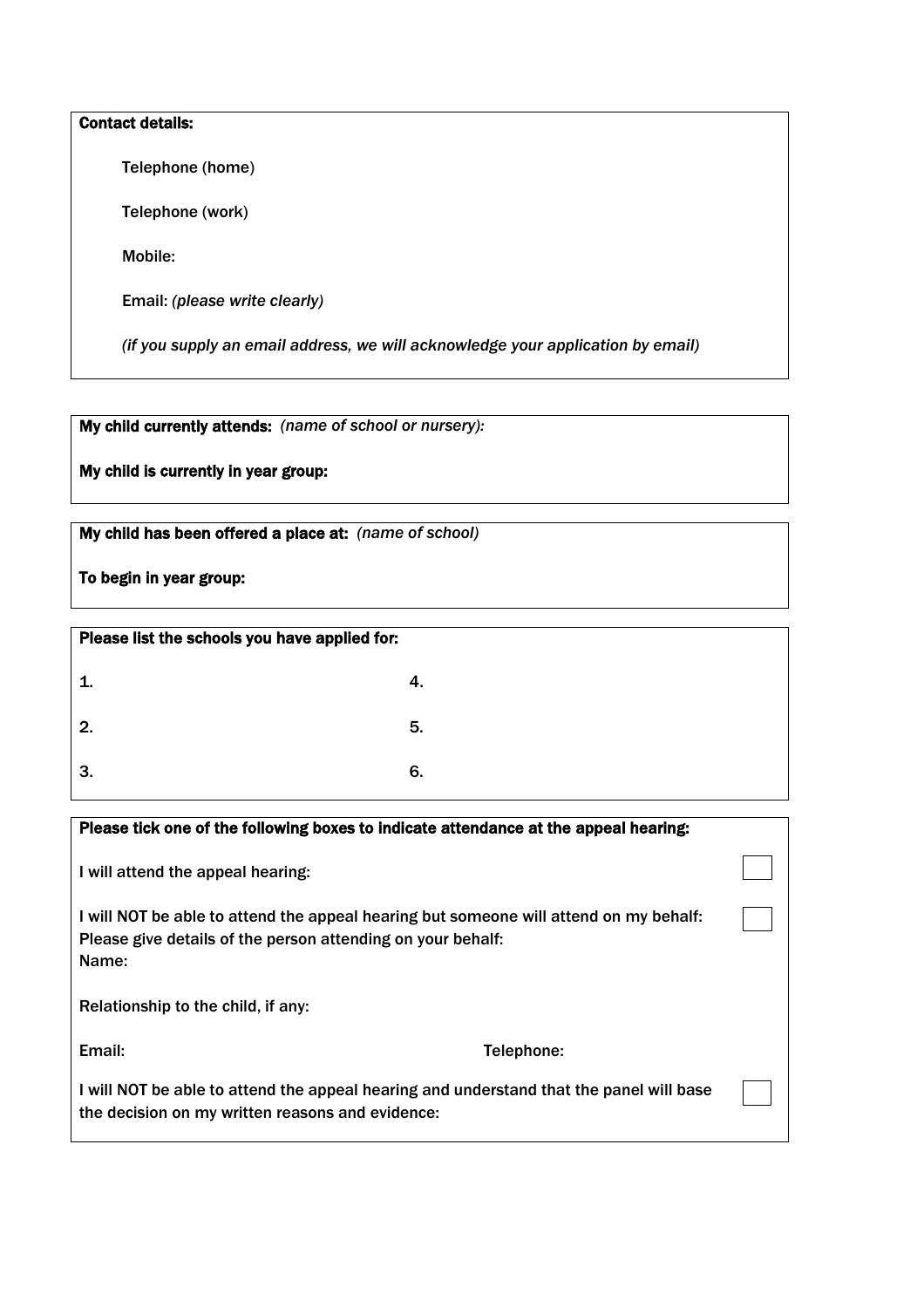**Contact details:**

Telephone (home)

Telephone (work)

Mobile:

Email: *(please write clearly)*

*(if you supply an email address, we will acknowledge your application by email)*

**My child currently attends:** *(name of school or nursery):*

**My child is currently in year group:**

**My child has been offered a place at:** *(name of school)*

**To begin in year group:**

**Please list the schools you have applied for:**

| | |
|---|---|
| 1. | 4. |
| 2. | 5. |
| 3. | 6. |

**Please tick one of the following boxes to indicate attendance at the appeal hearing:**

I will attend the appeal hearing: ☐

I will NOT be able to attend the appeal hearing but someone will attend on my behalf: ☐
Please give details of the person attending on your behalf:
Name:

Relationship to the child, if any:

Email: Telephone:

I will NOT be able to attend the appeal hearing and understand that the panel will base the decision on my written reasons and evidence: ☐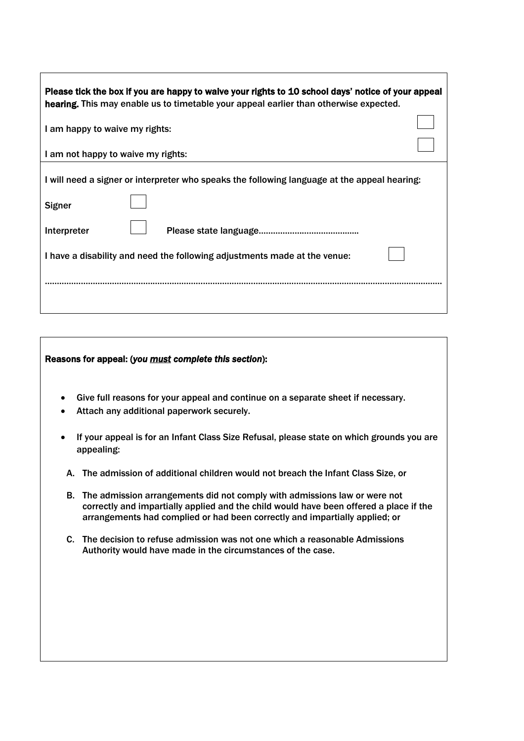**Please tick the box if you are happy to waive your rights to 10 school days' notice of your appeal hearing.** This may enable us to timetable your appeal earlier than otherwise expected.

I am happy to waive my rights: ☐

I am not happy to waive my rights: ☐

I will need a signer or interpreter who speaks the following language at the appeal hearing:

Signer ☐

Interpreter ☐ Please state language.........................................

I have a disability and need the following adjustments made at the venue: ☐

.................................................................................................................................................

**Reasons for appeal: (*you **<u>must</u>** complete this section*):**

- Give full reasons for your appeal and continue on a separate sheet if necessary.
- Attach any additional paperwork securely.
- If your appeal is for an Infant Class Size Refusal, please state on which grounds you are appealing:

A. The admission of additional children would not breach the Infant Class Size, or

B. The admission arrangements did not comply with admissions law or were not correctly and impartially applied and the child would have been offered a place if the arrangements had complied or had been correctly and impartially applied; or

C. The decision to refuse admission was not one which a reasonable Admissions Authority would have made in the circumstances of the case.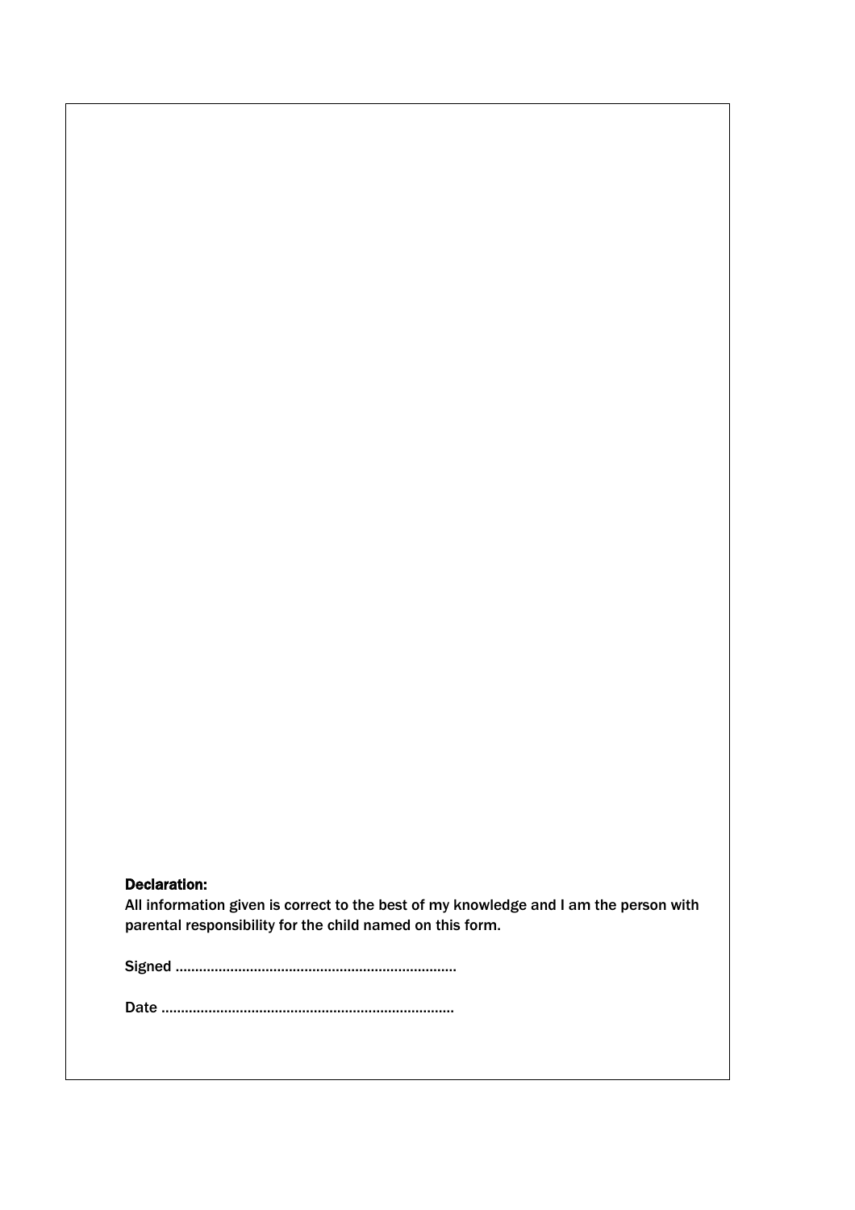**Declaration:**

All information given is correct to the best of my knowledge and I am the person with parental responsibility for the child named on this form.

Signed .......................................................................

Date ..........................................................................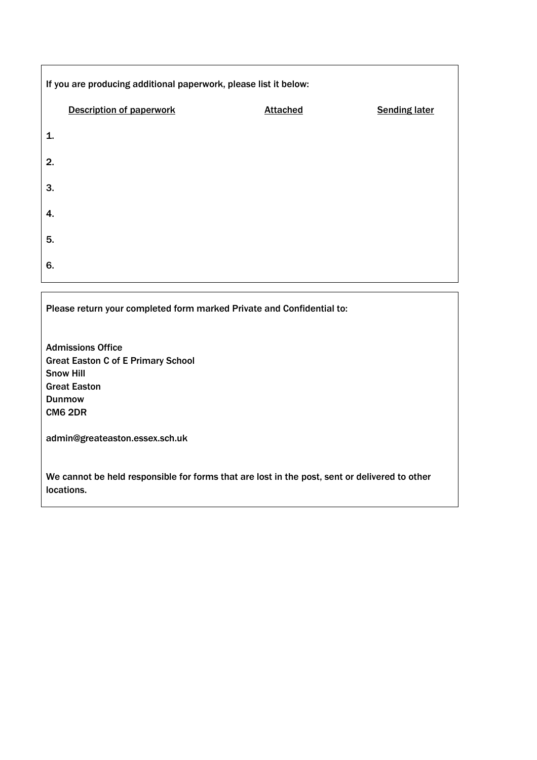If you are producing additional paperwork, please list it below:

| Description of paperwork | Attached | Sending later |
|---|---|---|
| 1. | | |
| 2. | | |
| 3. | | |
| 4. | | |
| 5. | | |
| 6. | | |

Please return your completed form marked Private and Confidential to:

Admissions Office
Great Easton C of E Primary School
Snow Hill
Great Easton
Dunmow
CM6 2DR

admin@greateaston.essex.sch.uk

We cannot be held responsible for forms that are lost in the post, sent or delivered to other locations.